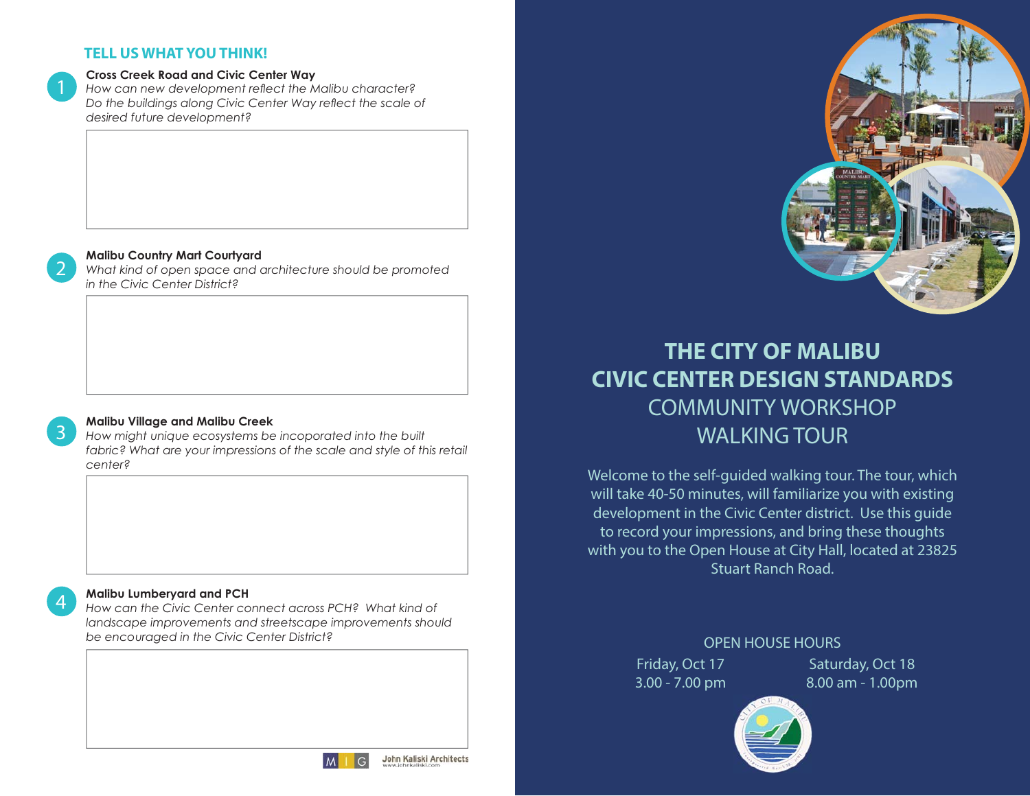## TELL US WHAT YOU THINK!

1. **Cross Creek Road and Civic Center Way**
   *How can new development reflect the Malibu character? Do the buildings along Civic Center Way reflect the scale of desired future development?*

2. **Malibu Country Mart Courtyard**
   *What kind of open space and architecture should be promoted in the Civic Center District?*

3. **Malibu Village and Malibu Creek**
   *How might unique ecosystems be incoporated into the built fabric? What are your impressions of the scale and style of this retail center?*

4. **Malibu Lumberyard and PCH**
   *How can the Civic Center connect across PCH? What kind of landscape improvements and streetscape improvements should be encouraged in the Civic Center District?*

MIG    John Kaliski Architects www.johnkaliski.com

# THE CITY OF MALIBU CIVIC CENTER DESIGN STANDARDS

## COMMUNITY WORKSHOP WALKING TOUR

Welcome to the self-guided walking tour. The tour, which will take 40-50 minutes, will familiarize you with existing development in the Civic Center district. Use this guide to record your impressions, and bring these thoughts with you to the Open House at City Hall, located at 23825 Stuart Ranch Road.

### OPEN HOUSE HOURS

Friday, Oct 17
3.00 - 7.00 pm

Saturday, Oct 18
8.00 am - 1.00pm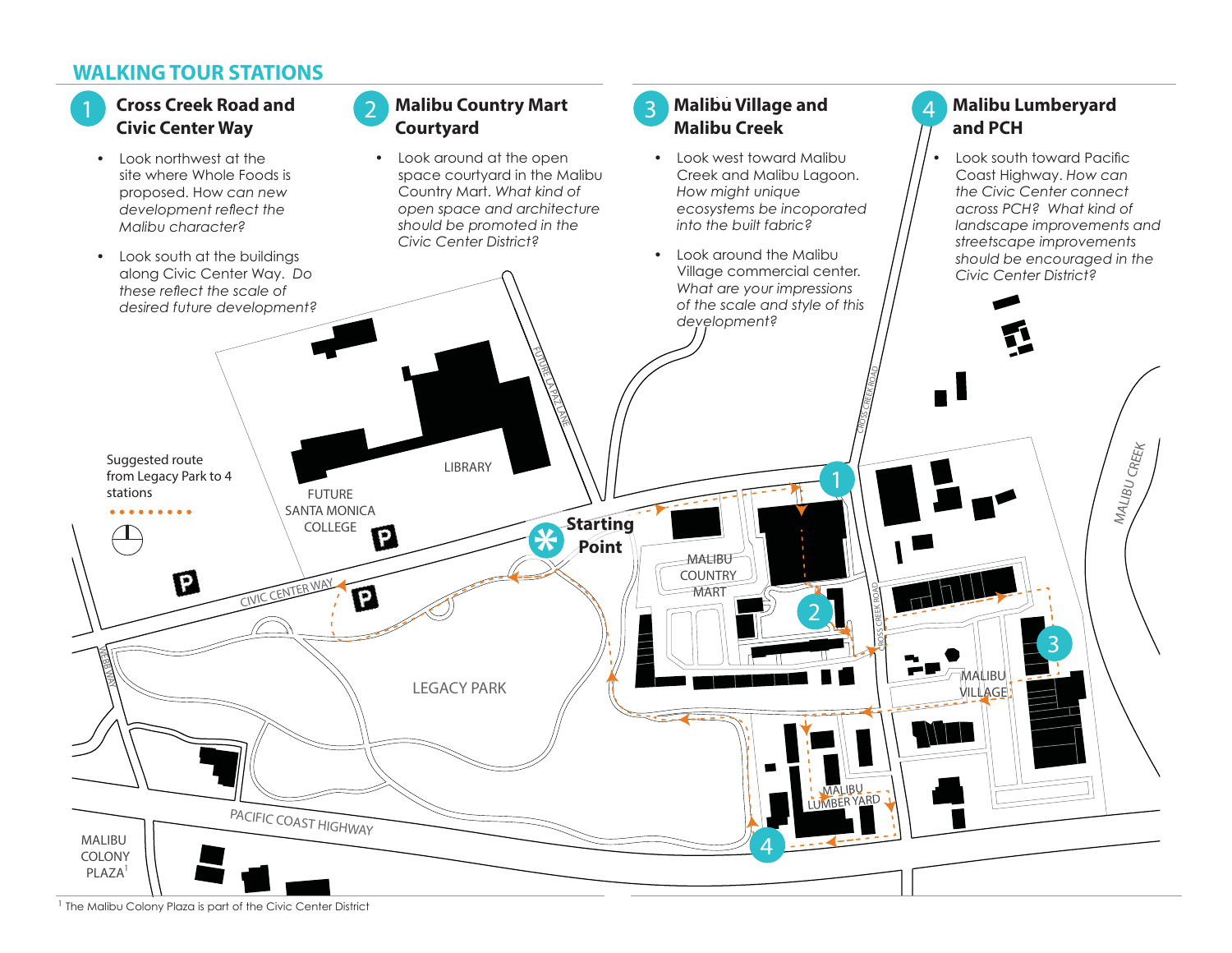## WALKING TOUR STATIONS

### 1 Cross Creek Road and Civic Center Way

- Look northwest at the site where Whole Foods is proposed. *How can new development reflect the Malibu character?*
- Look south at the buildings along Civic Center Way. *Do these reflect the scale of desired future development?*

### 2 Malibu Country Mart Courtyard

- Look around at the open space courtyard in the Malibu Country Mart. *What kind of open space and architecture should be promoted in the Civic Center District?*

### 3 Malibu Village and Malibu Creek

- Look west toward Malibu Creek and Malibu Lagoon. *How might unique ecosystems be incoporated into the built fabric?*
- Look around the Malibu Village commercial center. *What are your impressions of the scale and style of this development?*

### 4 Malibu Lumberyard and PCH

- Look south toward Pacific Coast Highway. *How can the Civic Center connect across PCH? What kind of landscape improvements and streetscape improvements should be encouraged in the Civic Center District?*

Suggested route from Legacy Park to 4 stations

Starting Point

LIBRARY

FUTURE SANTA MONICA COLLEGE

FUTURE LA PAZ LANE

CROSS CREEK ROAD

CIVIC CENTER WAY

WEBB WAY

LEGACY PARK

MALIBU COUNTRY MART

MALIBU VILLAGE

MALIBU LUMBER YARD

MALIBU CREEK

PACIFIC COAST HIGHWAY

MALIBU COLONY PLAZA[1]

[1] The Malibu Colony Plaza is part of the Civic Center District